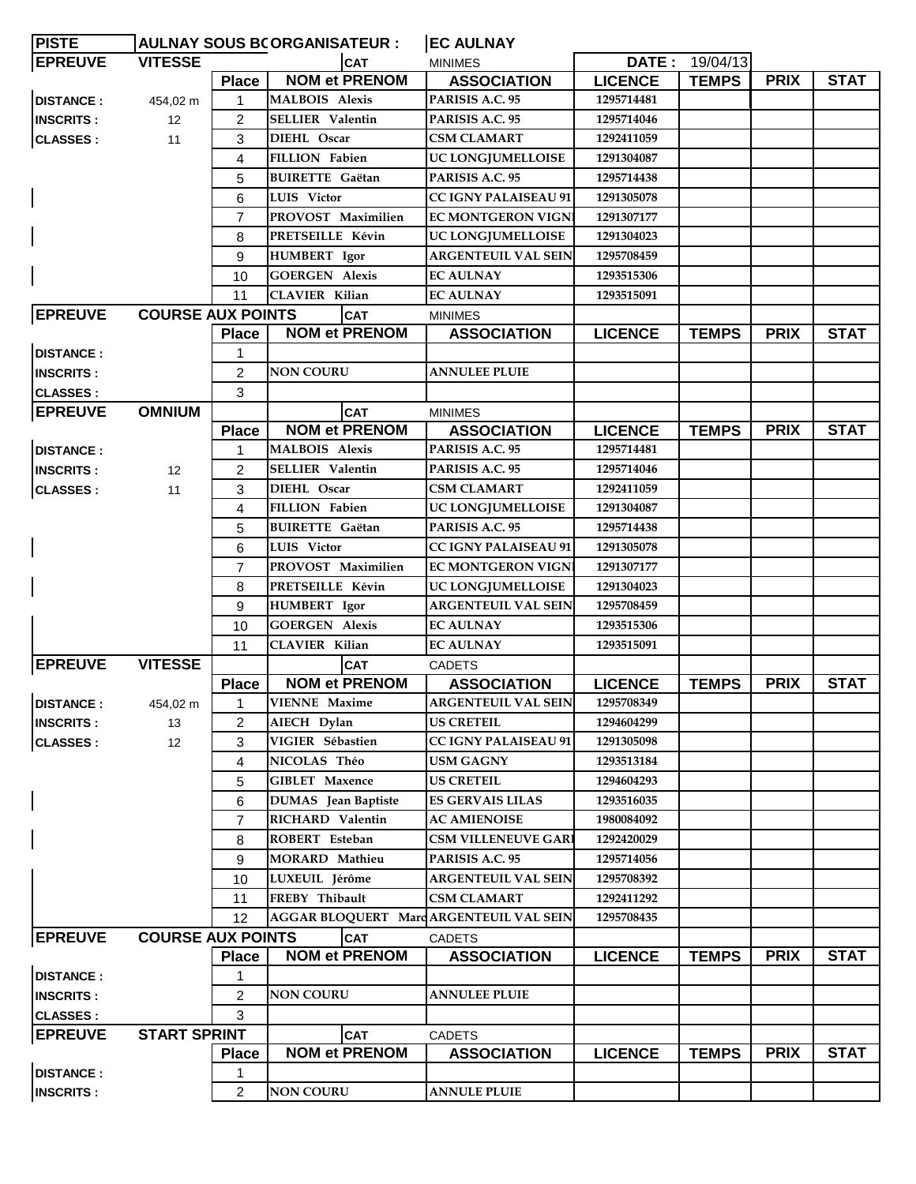| PISTE | AULNAY SOUS BC | ORGANISATEUR : | | EC AULNAY | | | | |
|---|---|---|---|---|---|---|---|---|
| EPREUVE | VITESSE | | CAT | MINIMES | DATE : | 19/04/13 | | |
| | | Place | NOM et PRENOM | ASSOCIATION | LICENCE | TEMPS | PRIX | STAT |
| DISTANCE : | 454,02 m | 1 | MALBOIS Alexis | PARISIS A.C. 95 | 1295714481 | | | |
| INSCRITS : | 12 | 2 | SELLIER Valentin | PARISIS A.C. 95 | 1295714046 | | | |
| CLASSES : | 11 | 3 | DIEHL Oscar | CSM CLAMART | 1292411059 | | | |
| | | 4 | FILLION Fabien | UC LONGJUMELLOISE | 1291304087 | | | |
| | | 5 | BUIRETTE Gaëtan | PARISIS A.C. 95 | 1295714438 | | | |
| | | 6 | LUIS Victor | CC IGNY PALAISEAU 91 | 1291305078 | | | |
| | | 7 | PROVOST Maximilien | EC MONTGERON VIGN | 1291307177 | | | |
| | | 8 | PRETSEILLE Kévin | UC LONGJUMELLOISE | 1291304023 | | | |
| | | 9 | HUMBERT Igor | ARGENTEUIL VAL SEIN | 1295708459 | | | |
| | | 10 | GOERGEN Alexis | EC AULNAY | 1293515306 | | | |
| | | 11 | CLAVIER Kilian | EC AULNAY | 1293515091 | | | |
| EPREUVE | COURSE AUX POINTS | | CAT | MINIMES | | | | |
| | | Place | NOM et PRENOM | ASSOCIATION | LICENCE | TEMPS | PRIX | STAT |
| DISTANCE : | | 1 | | | | | | |
| INSCRITS : | | 2 | NON COURU | ANNULEE PLUIE | | | | |
| CLASSES : | | 3 | | | | | | |
| EPREUVE | OMNIUM | | CAT | MINIMES | | | | |
| | | Place | NOM et PRENOM | ASSOCIATION | LICENCE | TEMPS | PRIX | STAT |
| DISTANCE : | | 1 | MALBOIS Alexis | PARISIS A.C. 95 | 1295714481 | | | |
| INSCRITS : | 12 | 2 | SELLIER Valentin | PARISIS A.C. 95 | 1295714046 | | | |
| CLASSES : | 11 | 3 | DIEHL Oscar | CSM CLAMART | 1292411059 | | | |
| | | 4 | FILLION Fabien | UC LONGJUMELLOISE | 1291304087 | | | |
| | | 5 | BUIRETTE Gaëtan | PARISIS A.C. 95 | 1295714438 | | | |
| | | 6 | LUIS Victor | CC IGNY PALAISEAU 91 | 1291305078 | | | |
| | | 7 | PROVOST Maximilien | EC MONTGERON VIGN | 1291307177 | | | |
| | | 8 | PRETSEILLE Kévin | UC LONGJUMELLOISE | 1291304023 | | | |
| | | 9 | HUMBERT Igor | ARGENTEUIL VAL SEIN | 1295708459 | | | |
| | | 10 | GOERGEN Alexis | EC AULNAY | 1293515306 | | | |
| | | 11 | CLAVIER Kilian | EC AULNAY | 1293515091 | | | |
| EPREUVE | VITESSE | | CAT | CADETS | | | | |
| | | Place | NOM et PRENOM | ASSOCIATION | LICENCE | TEMPS | PRIX | STAT |
| DISTANCE : | 454,02 m | 1 | VIENNE Maxime | ARGENTEUIL VAL SEIN | 1295708349 | | | |
| INSCRITS : | 13 | 2 | AIECH Dylan | US CRETEIL | 1294604299 | | | |
| CLASSES : | 12 | 3 | VIGIER Sébastien | CC IGNY PALAISEAU 91 | 1291305098 | | | |
| | | 4 | NICOLAS Théo | USM GAGNY | 1293513184 | | | |
| | | 5 | GIBLET Maxence | US CRETEIL | 1294604293 | | | |
| | | 6 | DUMAS Jean Baptiste | ES GERVAIS LILAS | 1293516035 | | | |
| | | 7 | RICHARD Valentin | AC AMIENOISE | 1980084092 | | | |
| | | 8 | ROBERT Esteban | CSM VILLENEUVE GARI | 1292420029 | | | |
| | | 9 | MORARD Mathieu | PARISIS A.C. 95 | 1295714056 | | | |
| | | 10 | LUXEUIL Jérôme | ARGENTEUIL VAL SEIN | 1295708392 | | | |
| | | 11 | FREBY Thibault | CSM CLAMART | 1292411292 | | | |
| | | 12 | AGGAR BLOQUERT Marc | ARGENTEUIL VAL SEIN | 1295708435 | | | |
| EPREUVE | COURSE AUX POINTS | | CAT | CADETS | | | | |
| | | Place | NOM et PRENOM | ASSOCIATION | LICENCE | TEMPS | PRIX | STAT |
| DISTANCE : | | 1 | | | | | | |
| INSCRITS : | | 2 | NON COURU | ANNULEE PLUIE | | | | |
| CLASSES : | | 3 | | | | | | |
| EPREUVE | START SPRINT | | CAT | CADETS | | | | |
| | | Place | NOM et PRENOM | ASSOCIATION | LICENCE | TEMPS | PRIX | STAT |
| DISTANCE : | | 1 | | | | | | |
| INSCRITS : | | 2 | NON COURU | ANNULE PLUIE | | | | |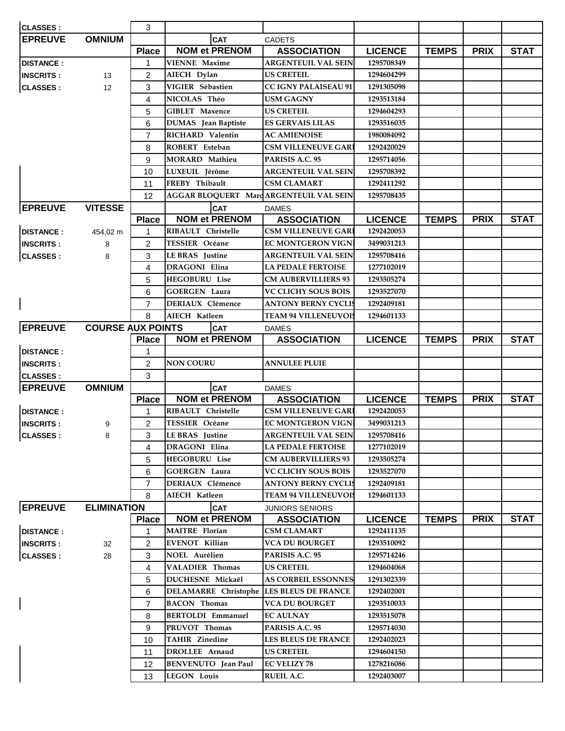| CLASSES : | | 3 | | | | | | |
|---|---|---|---|---|---|---|---|---|
| **EPREUVE** | **OMNIUM** | | **CAT** | CADETS | | | | |
| | | **Place** | **NOM et PRENOM** | **ASSOCIATION** | **LICENCE** | **TEMPS** | **PRIX** | **STAT** |
| **DISTANCE :** | | 1 | VIENNE Maxime | ARGENTEUIL VAL SEIN | 1295708349 | | | |
| **INSCRITS :** | 13 | 2 | AIECH Dylan | US CRETEIL | 1294604299 | | | |
| **CLASSES :** | 12 | 3 | VIGIER Sébastien | CC IGNY PALAISEAU 91 | 1291305098 | | | |
| | | 4 | NICOLAS Théo | USM GAGNY | 1293513184 | | | |
| | | 5 | GIBLET Maxence | US CRETEIL | 1294604293 | | | |
| | | 6 | DUMAS Jean Baptiste | ES GERVAIS LILAS | 1293516035 | | | |
| | | 7 | RICHARD Valentin | AC AMIENOISE | 1980084092 | | | |
| | | 8 | ROBERT Esteban | CSM VILLENEUVE GARI | 1292420029 | | | |
| | | 9 | MORARD Mathieu | PARISIS A.C. 95 | 1295714056 | | | |
| | | 10 | LUXEUIL Jérôme | ARGENTEUIL VAL SEIN | 1295708392 | | | |
| | | 11 | FREBY Thibault | CSM CLAMART | 1292411292 | | | |
| | | 12 | AGGAR BLOQUERT Marc | ARGENTEUIL VAL SEIN | 1295708435 | | | |
| **EPREUVE** | **VITESSE** | | **CAT** | DAMES | | | | |
| | | **Place** | **NOM et PRENOM** | **ASSOCIATION** | **LICENCE** | **TEMPS** | **PRIX** | **STAT** |
| **DISTANCE :** | 454,02 m | 1 | RIBAULT Christelle | CSM VILLENEUVE GARI | 1292420053 | | | |
| **INSCRITS :** | 8 | 2 | TESSIER Océane | EC MONTGERON VIGNI | 3499031213 | | | |
| **CLASSES :** | 8 | 3 | LE BRAS Justine | ARGENTEUIL VAL SEIN | 1295708416 | | | |
| | | 4 | DRAGONI Elina | LA PEDALE FERTOISE | 1277102019 | | | |
| | | 5 | HEGOBURU Lise | CM AUBERVILLIERS 93 | 1293505274 | | | |
| | | 6 | GOERGEN Laura | VC CLICHY SOUS BOIS | 1293527070 | | | |
| | | 7 | DERIAUX Clémence | ANTONY BERNY CYCLIS | 1292409181 | | | |
| | | 8 | AIECH Katleen | TEAM 94 VILLENEUVOIS | 1294601133 | | | |
| **EPREUVE** | **COURSE AUX POINTS** | | **CAT** | DAMES | | | | |
| | | **Place** | **NOM et PRENOM** | **ASSOCIATION** | **LICENCE** | **TEMPS** | **PRIX** | **STAT** |
| **DISTANCE :** | | 1 | | | | | | |
| **INSCRITS :** | | 2 | NON COURU | ANNULEE PLUIE | | | | |
| **CLASSES :** | | 3 | | | | | | |
| **EPREUVE** | **OMNIUM** | | **CAT** | DAMES | | | | |
| | | **Place** | **NOM et PRENOM** | **ASSOCIATION** | **LICENCE** | **TEMPS** | **PRIX** | **STAT** |
| **DISTANCE :** | | 1 | RIBAULT Christelle | CSM VILLENEUVE GARI | 1292420053 | | | |
| **INSCRITS :** | 9 | 2 | TESSIER Océane | EC MONTGERON VIGNI | 3499031213 | | | |
| **CLASSES :** | 8 | 3 | LE BRAS Justine | ARGENTEUIL VAL SEIN | 1295708416 | | | |
| | | 4 | DRAGONI Elina | LA PEDALE FERTOISE | 1277102019 | | | |
| | | 5 | HEGOBURU Lise | CM AUBERVILLIERS 93 | 1293505274 | | | |
| | | 6 | GOERGEN Laura | VC CLICHY SOUS BOIS | 1293527070 | | | |
| | | 7 | DERIAUX Clémence | ANTONY BERNY CYCLIS | 1292409181 | | | |
| | | 8 | AIECH Katleen | TEAM 94 VILLENEUVOIS | 1294601133 | | | |
| **EPREUVE** | **ELIMINATION** | | **CAT** | JUNIORS SENIORS | | | | |
| | | **Place** | **NOM et PRENOM** | **ASSOCIATION** | **LICENCE** | **TEMPS** | **PRIX** | **STAT** |
| **DISTANCE :** | | 1 | MAITRE Florian | CSM CLAMART | 1292411135 | | | |
| **INSCRITS :** | 32 | 2 | EVENOT Killian | VCA DU BOURGET | 1293510092 | | | |
| **CLASSES :** | 28 | 3 | NOEL Aurélien | PARISIS A.C. 95 | 1295714246 | | | |
| | | 4 | VALADIER Thomas | US CRETEIL | 1294604068 | | | |
| | | 5 | DUCHESNE Mickaël | AS CORBEIL ESSONNES | 1291302339 | | | |
| | | 6 | DELAMARRE Christophe | LES BLEUS DE FRANCE | 1292402001 | | | |
| | | 7 | BACON Thomas | VCA DU BOURGET | 1293510033 | | | |
| | | 8 | BERTOLDI Emmanuel | EC AULNAY | 1293515078 | | | |
| | | 9 | PRUVOT Thomas | PARISIS A.C. 95 | 1295714030 | | | |
| | | 10 | TAHIR Zinedine | LES BLEUS DE FRANCE | 1292402023 | | | |
| | | 11 | DROLLEE Arnaud | US CRETEIL | 1294604150 | | | |
| | | 12 | BENVENUTO Jean Paul | EC VELIZY 78 | 1278216086 | | | |
| | | 13 | LEGON Louis | RUEIL A.C. | 1292403007 | | | |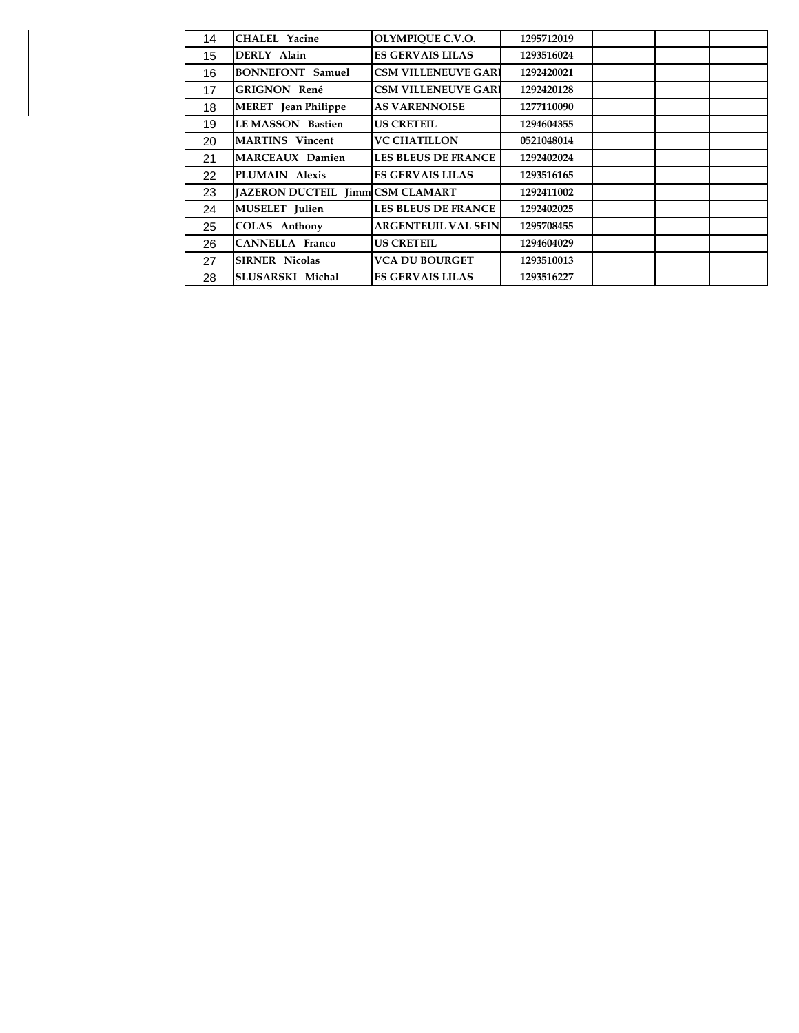| | | | | | | |
|---|---|---|---|---|---|---|
| 14 | **CHALEL Yacine** | **OLYMPIQUE C.V.O.** | **1295712019** | | | |
| 15 | **DERLY Alain** | **ES GERVAIS LILAS** | **1293516024** | | | |
| 16 | **BONNEFONT Samuel** | **CSM VILLENEUVE GARI** | **1292420021** | | | |
| 17 | **GRIGNON René** | **CSM VILLENEUVE GARI** | **1292420128** | | | |
| 18 | **MERET Jean Philippe** | **AS VARENNOISE** | **1277110090** | | | |
| 19 | **LE MASSON Bastien** | **US CRETEIL** | **1294604355** | | | |
| 20 | **MARTINS Vincent** | **VC CHATILLON** | **0521048014** | | | |
| 21 | **MARCEAUX Damien** | **LES BLEUS DE FRANCE** | **1292402024** | | | |
| 22 | **PLUMAIN Alexis** | **ES GERVAIS LILAS** | **1293516165** | | | |
| 23 | **JAZERON DUCTEIL Jimm** | **CSM CLAMART** | **1292411002** | | | |
| 24 | **MUSELET Julien** | **LES BLEUS DE FRANCE** | **1292402025** | | | |
| 25 | **COLAS Anthony** | **ARGENTEUIL VAL SEIN** | **1295708455** | | | |
| 26 | **CANNELLA Franco** | **US CRETEIL** | **1294604029** | | | |
| 27 | **SIRNER Nicolas** | **VCA DU BOURGET** | **1293510013** | | | |
| 28 | **SLUSARSKI Michal** | **ES GERVAIS LILAS** | **1293516227** | | | |